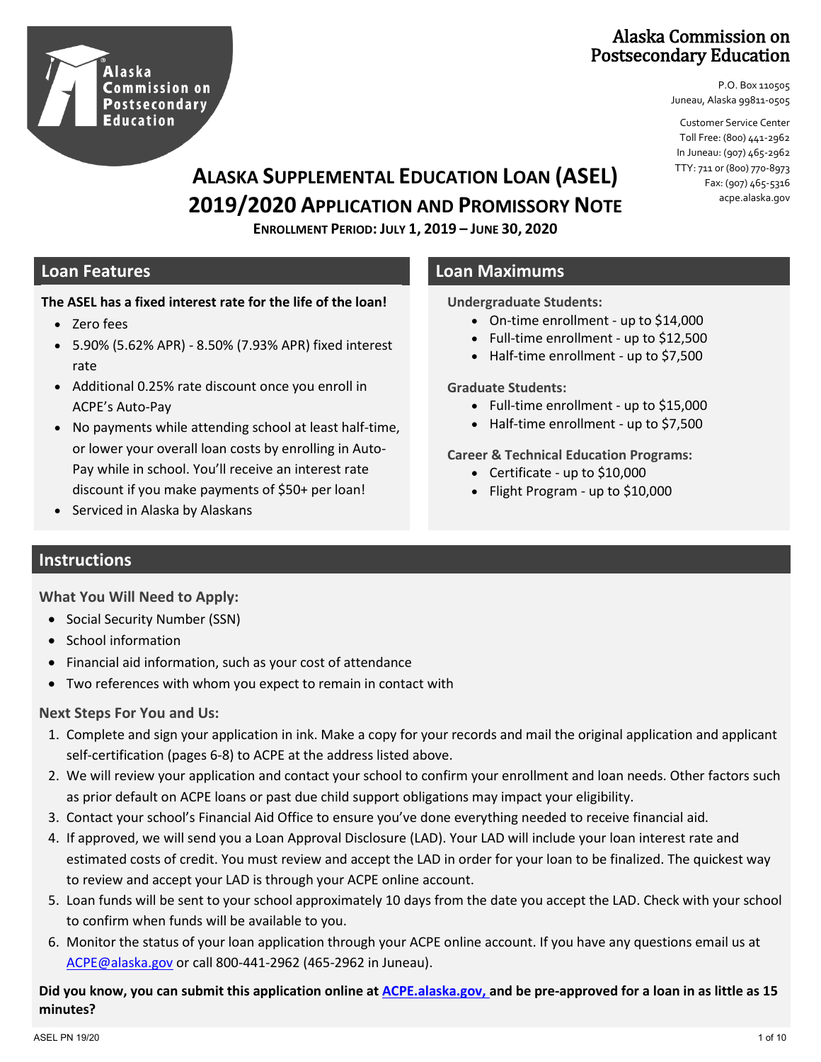Alaska Commission on Postsecondary Education

Alaska Commission on Postsecondary Education

P.O. Box 110505
Juneau, Alaska 99811-0505

Customer Service Center
Toll Free: (800) 441-2962
In Juneau: (907) 465-2962
TTY: 711 or (800) 770-8973
Fax: (907) 465-5316
acpe.alaska.gov

# ALASKA SUPPLEMENTAL EDUCATION LOAN (ASEL) 2019/2020 APPLICATION AND PROMISSORY NOTE

**ENROLLMENT PERIOD: JULY 1, 2019 – JUNE 30, 2020**

## Loan Features

**The ASEL has a fixed interest rate for the life of the loan!**

- Zero fees
- 5.90% (5.62% APR) - 8.50% (7.93% APR) fixed interest rate
- Additional 0.25% rate discount once you enroll in ACPE's Auto-Pay
- No payments while attending school at least half-time, or lower your overall loan costs by enrolling in Auto-Pay while in school. You'll receive an interest rate discount if you make payments of $50+ per loan!
- Serviced in Alaska by Alaskans

## Loan Maximums

**Undergraduate Students:**

- On-time enrollment - up to $14,000
- Full-time enrollment - up to $12,500
- Half-time enrollment - up to $7,500

**Graduate Students:**

- Full-time enrollment - up to $15,000
- Half-time enrollment - up to $7,500

**Career & Technical Education Programs:**

- Certificate - up to $10,000
- Flight Program - up to $10,000

## Instructions

**What You Will Need to Apply:**

- Social Security Number (SSN)
- School information
- Financial aid information, such as your cost of attendance
- Two references with whom you expect to remain in contact with

**Next Steps For You and Us:**

1. Complete and sign your application in ink. Make a copy for your records and mail the original application and applicant self-certification (pages 6-8) to ACPE at the address listed above.
2. We will review your application and contact your school to confirm your enrollment and loan needs. Other factors such as prior default on ACPE loans or past due child support obligations may impact your eligibility.
3. Contact your school's Financial Aid Office to ensure you've done everything needed to receive financial aid.
4. If approved, we will send you a Loan Approval Disclosure (LAD). Your LAD will include your loan interest rate and estimated costs of credit. You must review and accept the LAD in order for your loan to be finalized. The quickest way to review and accept your LAD is through your ACPE online account.
5. Loan funds will be sent to your school approximately 10 days from the date you accept the LAD. Check with your school to confirm when funds will be available to you.
6. Monitor the status of your loan application through your ACPE online account. If you have any questions email us at ACPE@alaska.gov or call 800-441-2962 (465-2962 in Juneau).

**Did you know, you can submit this application online at ACPE.alaska.gov, and be pre-approved for a loan in as little as 15 minutes?**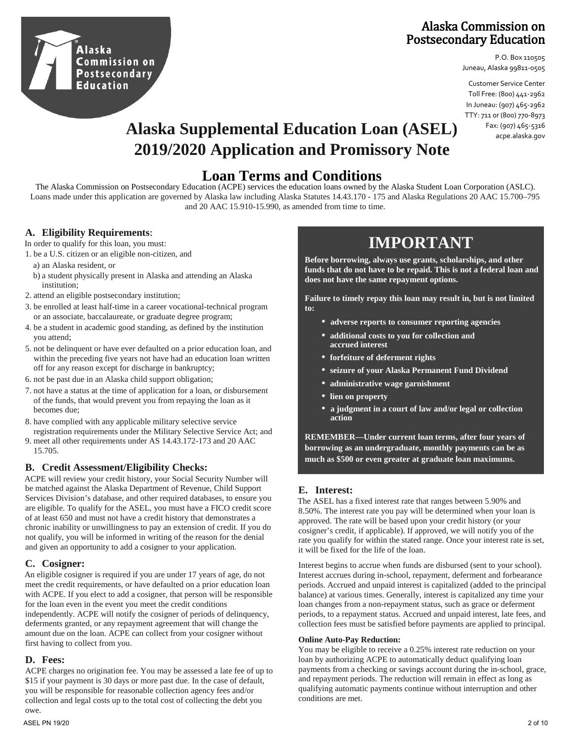Alaska Commission on Postsecondary Education

P.O. Box 110505
Juneau, Alaska 99811-0505

Customer Service Center
Toll Free: (800) 441-2962
In Juneau: (907) 465-2962
TTY: 711 or (800) 770-8973
Fax: (907) 465-5316
acpe.alaska.gov

# Alaska Supplemental Education Loan (ASEL) 2019/2020 Application and Promissory Note

## Loan Terms and Conditions

The Alaska Commission on Postsecondary Education (ACPE) services the education loans owned by the Alaska Student Loan Corporation (ASLC). Loans made under this application are governed by Alaska law including Alaska Statutes 14.43.170 - 175 and Alaska Regulations 20 AAC 15.700–795 and 20 AAC 15.910-15.990, as amended from time to time.

### A. Eligibility Requirements:

In order to qualify for this loan, you must:

1. be a U.S. citizen or an eligible non-citizen, and
   a) an Alaska resident, or
   b) a student physically present in Alaska and attending an Alaska institution;
2. attend an eligible postsecondary institution;
3. be enrolled at least half-time in a career vocational-technical program or an associate, baccalaureate, or graduate degree program;
4. be a student in academic good standing, as defined by the institution you attend;
5. not be delinquent or have ever defaulted on a prior education loan, and within the preceding five years not have had an education loan written off for any reason except for discharge in bankruptcy;
6. not be past due in an Alaska child support obligation;
7. not have a status at the time of application for a loan, or disbursement of the funds, that would prevent you from repaying the loan as it becomes due;
8. have complied with any applicable military selective service registration requirements under the Military Selective Service Act; and
9. meet all other requirements under AS 14.43.172-173 and 20 AAC 15.705.

### B. Credit Assessment/Eligibility Checks:

ACPE will review your credit history, your Social Security Number will be matched against the Alaska Department of Revenue, Child Support Services Division's database, and other required databases, to ensure you are eligible. To qualify for the ASEL, you must have a FICO credit score of at least 650 and must not have a credit history that demonstrates a chronic inability or unwillingness to pay an extension of credit. If you do not qualify, you will be informed in writing of the reason for the denial and given an opportunity to add a cosigner to your application.

### C. Cosigner:

An eligible cosigner is required if you are under 17 years of age, do not meet the credit requirements, or have defaulted on a prior education loan with ACPE. If you elect to add a cosigner, that person will be responsible for the loan even in the event you meet the credit conditions independently. ACPE will notify the cosigner of periods of delinquency, deferments granted, or any repayment agreement that will change the amount due on the loan. ACPE can collect from your cosigner without first having to collect from you.

### D. Fees:

ACPE charges no origination fee. You may be assessed a late fee of up to $15 if your payment is 30 days or more past due. In the case of default, you will be responsible for reasonable collection agency fees and/or collection and legal costs up to the total cost of collecting the debt you owe.

## IMPORTANT

**Before borrowing, always use grants, scholarships, and other funds that do not have to be repaid. This is not a federal loan and does not have the same repayment options.**

**Failure to timely repay this loan may result in, but is not limited to:**

- **adverse reports to consumer reporting agencies**
- **additional costs to you for collection and accrued interest**
- **forfeiture of deferment rights**
- **seizure of your Alaska Permanent Fund Dividend**
- **administrative wage garnishment**
- **lien on property**
- **a judgment in a court of law and/or legal or collection action**

**REMEMBER—Under current loan terms, after four years of borrowing as an undergraduate, monthly payments can be as much as $500 or even greater at graduate loan maximums.**

### E. Interest:

The ASEL has a fixed interest rate that ranges between 5.90% and 8.50%. The interest rate you pay will be determined when your loan is approved. The rate will be based upon your credit history (or your cosigner's credit, if applicable). If approved, we will notify you of the rate you qualify for within the stated range. Once your interest rate is set, it will be fixed for the life of the loan.

Interest begins to accrue when funds are disbursed (sent to your school). Interest accrues during in-school, repayment, deferment and forbearance periods. Accrued and unpaid interest is capitalized (added to the principal balance) at various times. Generally, interest is capitalized any time your loan changes from a non-repayment status, such as grace or deferment periods, to a repayment status. Accrued and unpaid interest, late fees, and collection fees must be satisfied before payments are applied to principal.

**Online Auto-Pay Reduction:**

You may be eligible to receive a 0.25% interest rate reduction on your loan by authorizing ACPE to automatically deduct qualifying loan payments from a checking or savings account during the in-school, grace, and repayment periods. The reduction will remain in effect as long as qualifying automatic payments continue without interruption and other conditions are met.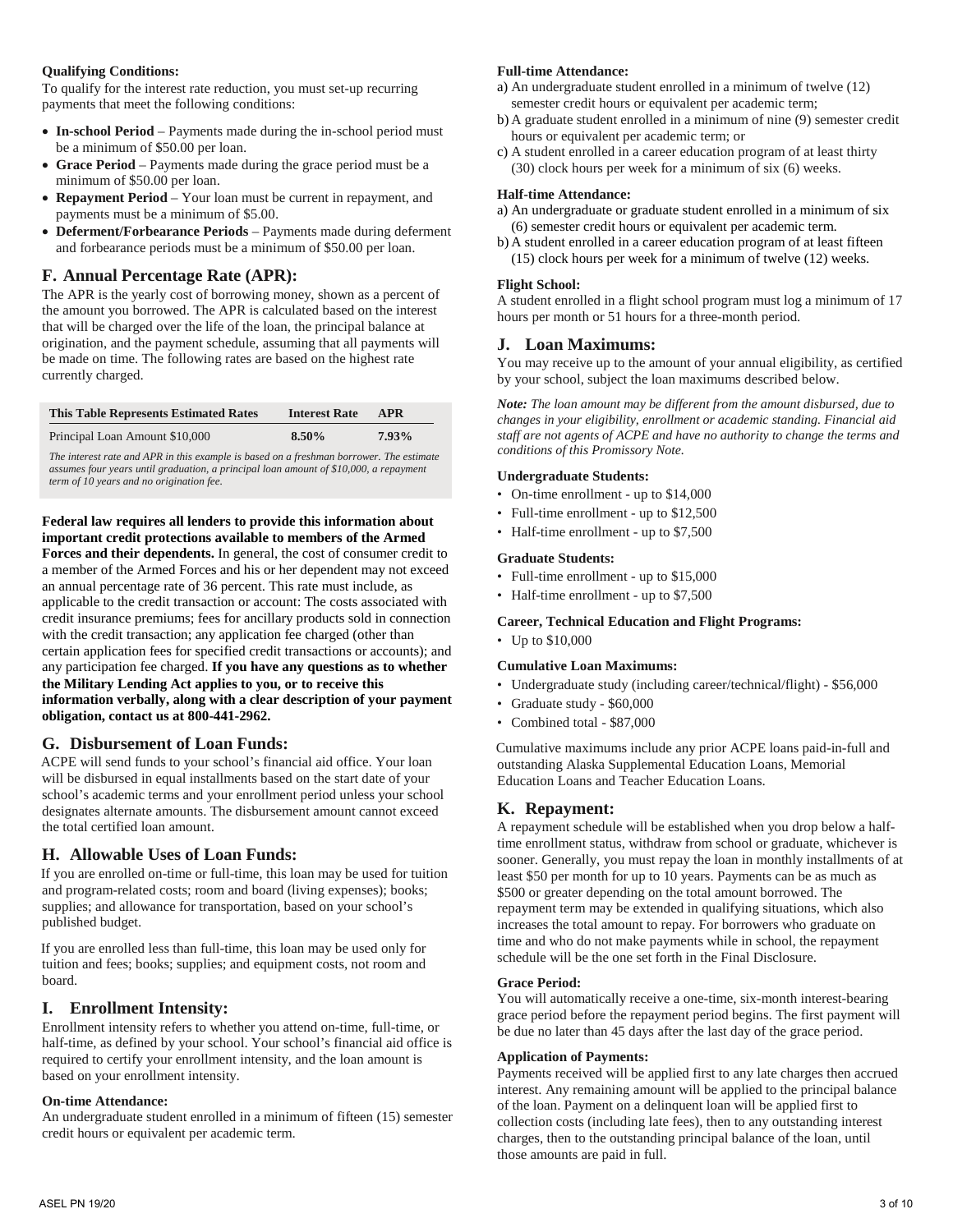**Qualifying Conditions:**

To qualify for the interest rate reduction, you must set-up recurring payments that meet the following conditions:

- **In-school Period** – Payments made during the in-school period must be a minimum of $50.00 per loan.
- **Grace Period** – Payments made during the grace period must be a minimum of $50.00 per loan.
- **Repayment Period** – Your loan must be current in repayment, and payments must be a minimum of $5.00.
- **Deferment/Forbearance Periods** – Payments made during deferment and forbearance periods must be a minimum of $50.00 per loan.

## F. Annual Percentage Rate (APR):

The APR is the yearly cost of borrowing money, shown as a percent of the amount you borrowed. The APR is calculated based on the interest that will be charged over the life of the loan, the principal balance at origination, and the payment schedule, assuming that all payments will be made on time. The following rates are based on the highest rate currently charged.

| This Table Represents Estimated Rates | Interest Rate | APR |
|---|---|---|
| Principal Loan Amount $10,000 | **8.50%** | **7.93%** |

*The interest rate and APR in this example is based on a freshman borrower. The estimate assumes four years until graduation, a principal loan amount of $10,000, a repayment term of 10 years and no origination fee.*

**Federal law requires all lenders to provide this information about important credit protections available to members of the Armed Forces and their dependents.** In general, the cost of consumer credit to a member of the Armed Forces and his or her dependent may not exceed an annual percentage rate of 36 percent. This rate must include, as applicable to the credit transaction or account: The costs associated with credit insurance premiums; fees for ancillary products sold in connection with the credit transaction; any application fee charged (other than certain application fees for specified credit transactions or accounts); and any participation fee charged. **If you have any questions as to whether the Military Lending Act applies to you, or to receive this information verbally, along with a clear description of your payment obligation, contact us at 800-441-2962.**

## G. Disbursement of Loan Funds:

ACPE will send funds to your school's financial aid office. Your loan will be disbursed in equal installments based on the start date of your school's academic terms and your enrollment period unless your school designates alternate amounts. The disbursement amount cannot exceed the total certified loan amount.

## H. Allowable Uses of Loan Funds:

If you are enrolled on-time or full-time, this loan may be used for tuition and program-related costs; room and board (living expenses); books; supplies; and allowance for transportation, based on your school's published budget.

If you are enrolled less than full-time, this loan may be used only for tuition and fees; books; supplies; and equipment costs, not room and board.

## I. Enrollment Intensity:

Enrollment intensity refers to whether you attend on-time, full-time, or half-time, as defined by your school. Your school's financial aid office is required to certify your enrollment intensity, and the loan amount is based on your enrollment intensity.

**On-time Attendance:**

An undergraduate student enrolled in a minimum of fifteen (15) semester credit hours or equivalent per academic term.

**Full-time Attendance:**

a) An undergraduate student enrolled in a minimum of twelve (12) semester credit hours or equivalent per academic term;
b) A graduate student enrolled in a minimum of nine (9) semester credit hours or equivalent per academic term; or
c) A student enrolled in a career education program of at least thirty (30) clock hours per week for a minimum of six (6) weeks.

**Half-time Attendance:**

a) An undergraduate or graduate student enrolled in a minimum of six (6) semester credit hours or equivalent per academic term.
b) A student enrolled in a career education program of at least fifteen (15) clock hours per week for a minimum of twelve (12) weeks.

**Flight School:**

A student enrolled in a flight school program must log a minimum of 17 hours per month or 51 hours for a three-month period.

## J. Loan Maximums:

You may receive up to the amount of your annual eligibility, as certified by your school, subject the loan maximums described below.

***Note:*** *The loan amount may be different from the amount disbursed, due to changes in your eligibility, enrollment or academic standing. Financial aid staff are not agents of ACPE and have no authority to change the terms and conditions of this Promissory Note.*

**Undergraduate Students:**

- On-time enrollment - up to $14,000
- Full-time enrollment - up to $12,500
- Half-time enrollment - up to $7,500

**Graduate Students:**

- Full-time enrollment - up to $15,000
- Half-time enrollment - up to $7,500

**Career, Technical Education and Flight Programs:**

- Up to $10,000

**Cumulative Loan Maximums:**

- Undergraduate study (including career/technical/flight) - $56,000
- Graduate study - $60,000
- Combined total - $87,000

Cumulative maximums include any prior ACPE loans paid-in-full and outstanding Alaska Supplemental Education Loans, Memorial Education Loans and Teacher Education Loans.

## K. Repayment:

A repayment schedule will be established when you drop below a half-time enrollment status, withdraw from school or graduate, whichever is sooner. Generally, you must repay the loan in monthly installments of at least $50 per month for up to 10 years. Payments can be as much as $500 or greater depending on the total amount borrowed. The repayment term may be extended in qualifying situations, which also increases the total amount to repay. For borrowers who graduate on time and who do not make payments while in school, the repayment schedule will be the one set forth in the Final Disclosure.

**Grace Period:**

You will automatically receive a one-time, six-month interest-bearing grace period before the repayment period begins. The first payment will be due no later than 45 days after the last day of the grace period.

**Application of Payments:**

Payments received will be applied first to any late charges then accrued interest. Any remaining amount will be applied to the principal balance of the loan. Payment on a delinquent loan will be applied first to collection costs (including late fees), then to any outstanding interest charges, then to the outstanding principal balance of the loan, until those amounts are paid in full.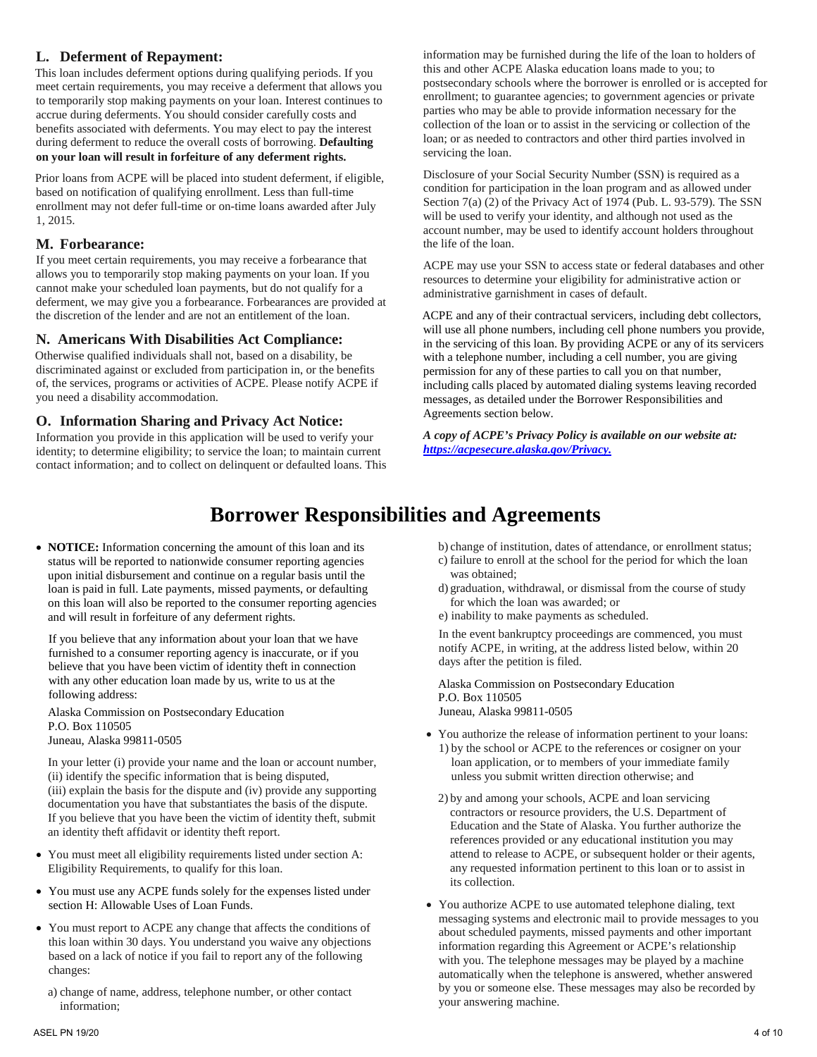## L. Deferment of Repayment:

This loan includes deferment options during qualifying periods. If you meet certain requirements, you may receive a deferment that allows you to temporarily stop making payments on your loan. Interest continues to accrue during deferments. You should consider carefully costs and benefits associated with deferments. You may elect to pay the interest during deferment to reduce the overall costs of borrowing. **Defaulting on your loan will result in forfeiture of any deferment rights.**

Prior loans from ACPE will be placed into student deferment, if eligible, based on notification of qualifying enrollment. Less than full-time enrollment may not defer full-time or on-time loans awarded after July 1, 2015.

## M. Forbearance:

If you meet certain requirements, you may receive a forbearance that allows you to temporarily stop making payments on your loan. If you cannot make your scheduled loan payments, but do not qualify for a deferment, we may give you a forbearance. Forbearances are provided at the discretion of the lender and are not an entitlement of the loan.

## N. Americans With Disabilities Act Compliance:

Otherwise qualified individuals shall not, based on a disability, be discriminated against or excluded from participation in, or the benefits of, the services, programs or activities of ACPE. Please notify ACPE if you need a disability accommodation.

## O. Information Sharing and Privacy Act Notice:

Information you provide in this application will be used to verify your identity; to determine eligibility; to service the loan; to maintain current contact information; and to collect on delinquent or defaulted loans. This information may be furnished during the life of the loan to holders of this and other ACPE Alaska education loans made to you; to postsecondary schools where the borrower is enrolled or is accepted for enrollment; to guarantee agencies; to government agencies or private parties who may be able to provide information necessary for the collection of the loan or to assist in the servicing or collection of the loan; or as needed to contractors and other third parties involved in servicing the loan.

Disclosure of your Social Security Number (SSN) is required as a condition for participation in the loan program and as allowed under Section 7(a) (2) of the Privacy Act of 1974 (Pub. L. 93-579). The SSN will be used to verify your identity, and although not used as the account number, may be used to identify account holders throughout the life of the loan.

ACPE may use your SSN to access state or federal databases and other resources to determine your eligibility for administrative action or administrative garnishment in cases of default.

ACPE and any of their contractual servicers, including debt collectors, will use all phone numbers, including cell phone numbers you provide, in the servicing of this loan. By providing ACPE or any of its servicers with a telephone number, including a cell number, you are giving permission for any of these parties to call you on that number, including calls placed by automated dialing systems leaving recorded messages, as detailed under the Borrower Responsibilities and Agreements section below.

***A copy of ACPE's Privacy Policy is available on our website at: [https://acpesecure.alaska.gov/Privacy.](https://acpesecure.alaska.gov/Privacy)***

# Borrower Responsibilities and Agreements

- **NOTICE:** Information concerning the amount of this loan and its status will be reported to nationwide consumer reporting agencies upon initial disbursement and continue on a regular basis until the loan is paid in full. Late payments, missed payments, or defaulting on this loan will also be reported to the consumer reporting agencies and will result in forfeiture of any deferment rights.

  If you believe that any information about your loan that we have furnished to a consumer reporting agency is inaccurate, or if you believe that you have been victim of identity theft in connection with any other education loan made by us, write to us at the following address:

  Alaska Commission on Postsecondary Education
  P.O. Box 110505
  Juneau, Alaska 99811-0505

  In your letter (i) provide your name and the loan or account number, (ii) identify the specific information that is being disputed, (iii) explain the basis for the dispute and (iv) provide any supporting documentation you have that substantiates the basis of the dispute. If you believe that you have been the victim of identity theft, submit an identity theft affidavit or identity theft report.

- You must meet all eligibility requirements listed under section A: Eligibility Requirements, to qualify for this loan.

- You must use any ACPE funds solely for the expenses listed under section H: Allowable Uses of Loan Funds.

- You must report to ACPE any change that affects the conditions of this loan within 30 days. You understand you waive any objections based on a lack of notice if you fail to report any of the following changes:

  a) change of name, address, telephone number, or other contact information;
  b) change of institution, dates of attendance, or enrollment status;
  c) failure to enroll at the school for the period for which the loan was obtained;
  d) graduation, withdrawal, or dismissal from the course of study for which the loan was awarded; or
  e) inability to make payments as scheduled.

  In the event bankruptcy proceedings are commenced, you must notify ACPE, in writing, at the address listed below, within 20 days after the petition is filed.

  Alaska Commission on Postsecondary Education
  P.O. Box 110505
  Juneau, Alaska 99811-0505

- You authorize the release of information pertinent to your loans:
  1) by the school or ACPE to the references or cosigner on your loan application, or to members of your immediate family unless you submit written direction otherwise; and
  2) by and among your schools, ACPE and loan servicing contractors or resource providers, the U.S. Department of Education and the State of Alaska. You further authorize the references provided or any educational institution you may attend to release to ACPE, or subsequent holder or their agents, any requested information pertinent to this loan or to assist in its collection.

- You authorize ACPE to use automated telephone dialing, text messaging systems and electronic mail to provide messages to you about scheduled payments, missed payments and other important information regarding this Agreement or ACPE's relationship with you. The telephone messages may be played by a machine automatically when the telephone is answered, whether answered by you or someone else. These messages may also be recorded by your answering machine.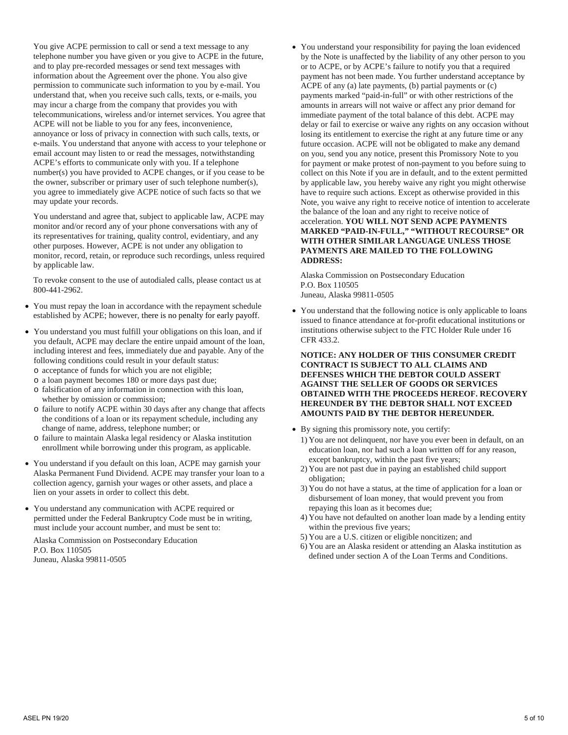You give ACPE permission to call or send a text message to any telephone number you have given or you give to ACPE in the future, and to play pre-recorded messages or send text messages with information about the Agreement over the phone. You also give permission to communicate such information to you by e-mail. You understand that, when you receive such calls, texts, or e-mails, you may incur a charge from the company that provides you with telecommunications, wireless and/or internet services. You agree that ACPE will not be liable to you for any fees, inconvenience, annoyance or loss of privacy in connection with such calls, texts, or e-mails. You understand that anyone with access to your telephone or email account may listen to or read the messages, notwithstanding ACPE's efforts to communicate only with you. If a telephone number(s) you have provided to ACPE changes, or if you cease to be the owner, subscriber or primary user of such telephone number(s), you agree to immediately give ACPE notice of such facts so that we may update your records.

You understand and agree that, subject to applicable law, ACPE may monitor and/or record any of your phone conversations with any of its representatives for training, quality control, evidentiary, and any other purposes. However, ACPE is not under any obligation to monitor, record, retain, or reproduce such recordings, unless required by applicable law.

To revoke consent to the use of autodialed calls, please contact us at 800-441-2962.

- You must repay the loan in accordance with the repayment schedule established by ACPE; however, there is no penalty for early payoff.
- You understand you must fulfill your obligations on this loan, and if you default, ACPE may declare the entire unpaid amount of the loan, including interest and fees, immediately due and payable. Any of the following conditions could result in your default status:
  - acceptance of funds for which you are not eligible;
  - a loan payment becomes 180 or more days past due;
  - falsification of any information in connection with this loan, whether by omission or commission;
  - failure to notify ACPE within 30 days after any change that affects the conditions of a loan or its repayment schedule, including any change of name, address, telephone number; or
  - failure to maintain Alaska legal residency or Alaska institution enrollment while borrowing under this program, as applicable.
- You understand if you default on this loan, ACPE may garnish your Alaska Permanent Fund Dividend. ACPE may transfer your loan to a collection agency, garnish your wages or other assets, and place a lien on your assets in order to collect this debt.
- You understand any communication with ACPE required or permitted under the Federal Bankruptcy Code must be in writing, must include your account number, and must be sent to:

  Alaska Commission on Postsecondary Education
  P.O. Box 110505
  Juneau, Alaska 99811-0505

- You understand your responsibility for paying the loan evidenced by the Note is unaffected by the liability of any other person to you or to ACPE, or by ACPE's failure to notify you that a required payment has not been made. You further understand acceptance by ACPE of any (a) late payments, (b) partial payments or (c) payments marked "paid-in-full" or with other restrictions of the amounts in arrears will not waive or affect any prior demand for immediate payment of the total balance of this debt. ACPE may delay or fail to exercise or waive any rights on any occasion without losing its entitlement to exercise the right at any future time or any future occasion. ACPE will not be obligated to make any demand on you, send you any notice, present this Promissory Note to you for payment or make protest of non-payment to you before suing to collect on this Note if you are in default, and to the extent permitted by applicable law, you hereby waive any right you might otherwise have to require such actions. Except as otherwise provided in this Note, you waive any right to receive notice of intention to accelerate the balance of the loan and any right to receive notice of acceleration. **YOU WILL NOT SEND ACPE PAYMENTS MARKED "PAID-IN-FULL," "WITHOUT RECOURSE" OR WITH OTHER SIMILAR LANGUAGE UNLESS THOSE PAYMENTS ARE MAILED TO THE FOLLOWING ADDRESS:**

  Alaska Commission on Postsecondary Education
  P.O. Box 110505
  Juneau, Alaska 99811-0505

- You understand that the following notice is only applicable to loans issued to finance attendance at for-profit educational institutions or institutions otherwise subject to the FTC Holder Rule under 16 CFR 433.2.

  **NOTICE: ANY HOLDER OF THIS CONSUMER CREDIT CONTRACT IS SUBJECT TO ALL CLAIMS AND DEFENSES WHICH THE DEBTOR COULD ASSERT AGAINST THE SELLER OF GOODS OR SERVICES OBTAINED WITH THE PROCEEDS HEREOF. RECOVERY HEREUNDER BY THE DEBTOR SHALL NOT EXCEED AMOUNTS PAID BY THE DEBTOR HEREUNDER.**

- By signing this promissory note, you certify:
  1) You are not delinquent, nor have you ever been in default, on an education loan, nor had such a loan written off for any reason, except bankruptcy, within the past five years;
  2) You are not past due in paying an established child support obligation;
  3) You do not have a status, at the time of application for a loan or disbursement of loan money, that would prevent you from repaying this loan as it becomes due;
  4) You have not defaulted on another loan made by a lending entity within the previous five years;
  5) You are a U.S. citizen or eligible noncitizen; and
  6) You are an Alaska resident or attending an Alaska institution as defined under section A of the Loan Terms and Conditions.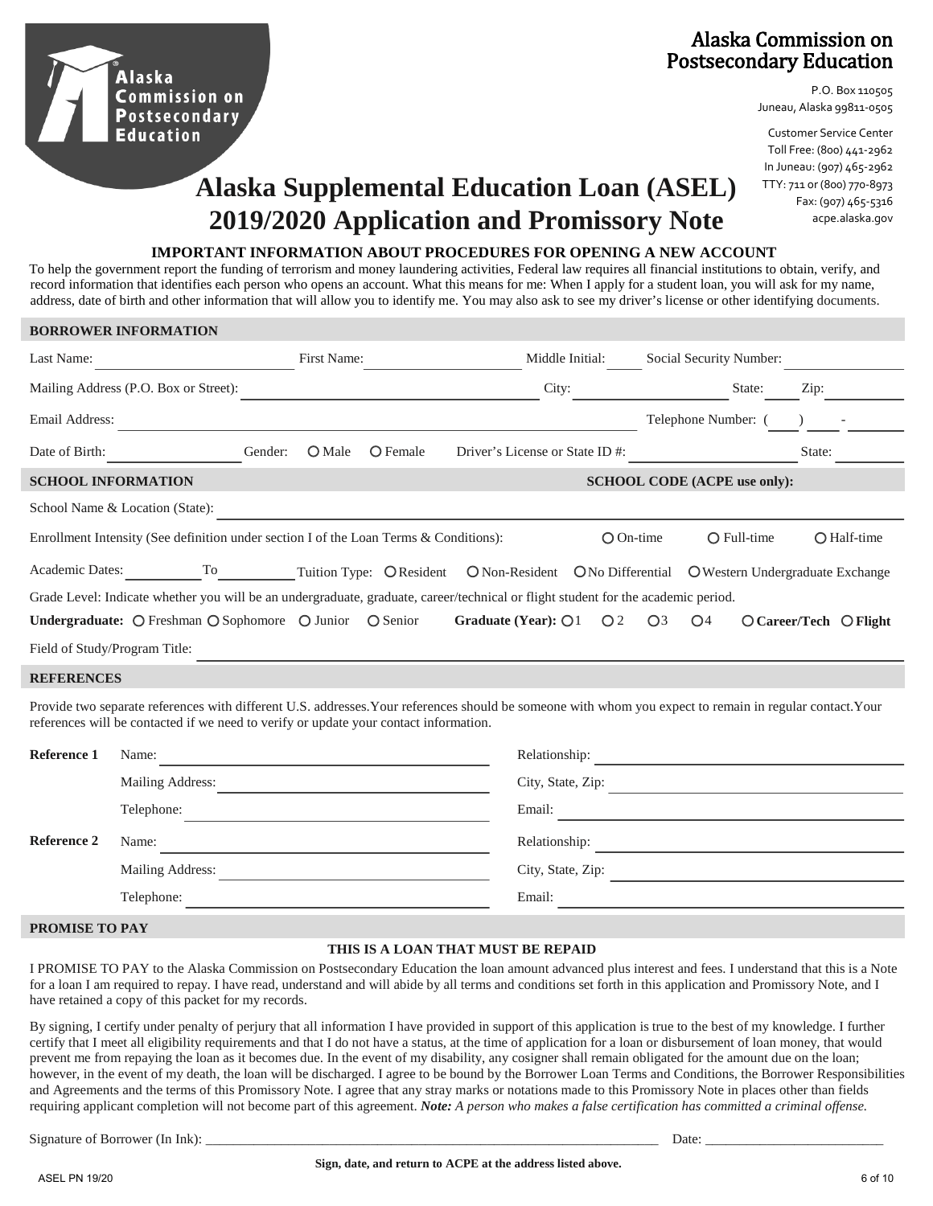# Alaska Commission on Postsecondary Education

P.O. Box 110505
Juneau, Alaska 99811-0505

Customer Service Center
Toll Free: (800) 441-2962
In Juneau: (907) 465-2962
TTY: 711 or (800) 770-8973
Fax: (907) 465-5316
acpe.alaska.gov

# Alaska Supplemental Education Loan (ASEL) 2019/2020 Application and Promissory Note

### IMPORTANT INFORMATION ABOUT PROCEDURES FOR OPENING A NEW ACCOUNT

To help the government report the funding of terrorism and money laundering activities, Federal law requires all financial institutions to obtain, verify, and record information that identifies each person who opens an account. What this means for me: When I apply for a student loan, you will ask for my name, address, date of birth and other information that will allow you to identify me. You may also ask to see my driver's license or other identifying documents.

## BORROWER INFORMATION

Last Name: ____________ First Name: ____________ Middle Initial: ____ Social Security Number: ____________

Mailing Address (P.O. Box or Street): ____________ City: ____________ State: ____ Zip: ____________

Email Address: ____________ Telephone Number: ( ) - ____________

Date of Birth: ____________ Gender: ○ Male ○ Female Driver's License or State ID #: ____________ State: ____________

## SCHOOL INFORMATION

**SCHOOL CODE (ACPE use only):**

School Name & Location (State): ____________

Enrollment Intensity (See definition under section I of the Loan Terms & Conditions): ○ On-time ○ Full-time ○ Half-time

Academic Dates: ________ To ________ Tuition Type: ○ Resident ○ Non-Resident ○ No Differential ○ Western Undergraduate Exchange

Grade Level: Indicate whether you will be an undergraduate, graduate, career/technical or flight student for the academic period.

**Undergraduate:** ○ Freshman ○ Sophomore ○ Junior ○ Senior **Graduate (Year):** ○ 1 ○ 2 ○ 3 ○ 4 ○ **Career/Tech** ○ **Flight**

Field of Study/Program Title: ____________

## REFERENCES

Provide two separate references with different U.S. addresses. Your references should be someone with whom you expect to remain in regular contact. Your references will be contacted if we need to verify or update your contact information.

**Reference 1**

Name: ____________ Relationship: ____________

Mailing Address: ____________ City, State, Zip: ____________

Telephone: ____________ Email: ____________

**Reference 2**

Name: ____________ Relationship: ____________

Mailing Address: ____________ City, State, Zip: ____________

Telephone: ____________ Email: ____________

## PROMISE TO PAY

### THIS IS A LOAN THAT MUST BE REPAID

I PROMISE TO PAY to the Alaska Commission on Postsecondary Education the loan amount advanced plus interest and fees. I understand that this is a Note for a loan I am required to repay. I have read, understand and will abide by all terms and conditions set forth in this application and Promissory Note, and I have retained a copy of this packet for my records.

By signing, I certify under penalty of perjury that all information I have provided in support of this application is true to the best of my knowledge. I further certify that I meet all eligibility requirements and that I do not have a status, at the time of application for a loan or disbursement of loan money, that would prevent me from repaying the loan as it becomes due. In the event of my disability, any cosigner shall remain obligated for the amount due on the loan; however, in the event of my death, the loan will be discharged. I agree to be bound by the Borrower Loan Terms and Conditions, the Borrower Responsibilities and Agreements and the terms of this Promissory Note. I agree that any stray marks or notations made to this Promissory Note in places other than fields requiring applicant completion will not become part of this agreement. ***Note:*** *A person who makes a false certification has committed a criminal offense.*

Signature of Borrower (In Ink): ______________________________ Date: ______________

**Sign, date, and return to ACPE at the address listed above.**

ASEL PN 19/20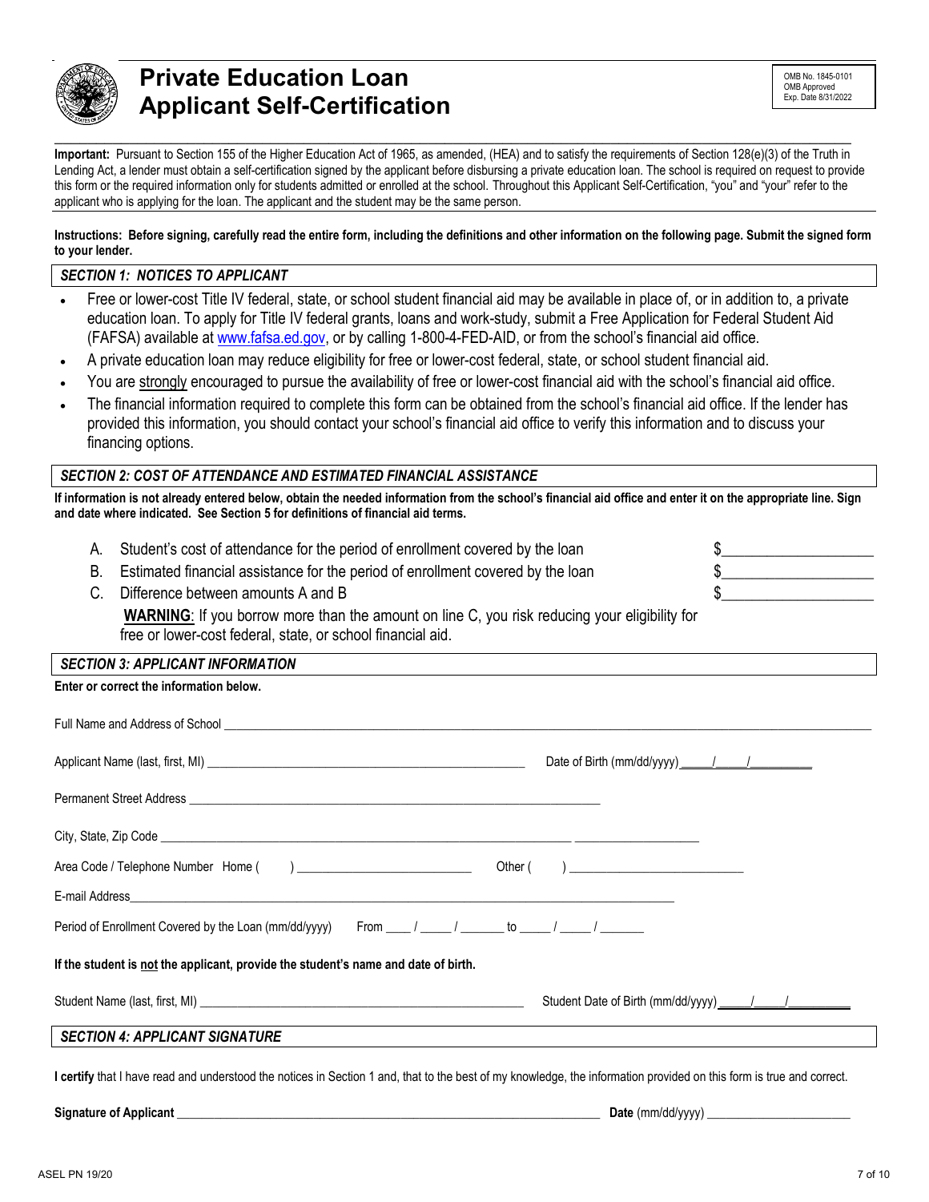# Private Education Loan Applicant Self-Certification

OMB No. 1845-0101
OMB Approved
Exp. Date 8/31/2022

**Important:** Pursuant to Section 155 of the Higher Education Act of 1965, as amended, (HEA) and to satisfy the requirements of Section 128(e)(3) of the Truth in Lending Act, a lender must obtain a self-certification signed by the applicant before disbursing a private education loan. The school is required on request to provide this form or the required information only for students admitted or enrolled at the school. Throughout this Applicant Self-Certification, "you" and "your" refer to the applicant who is applying for the loan. The applicant and the student may be the same person.

**Instructions: Before signing, carefully read the entire form, including the definitions and other information on the following page. Submit the signed form to your lender.**

## *SECTION 1: NOTICES TO APPLICANT*

- Free or lower-cost Title IV federal, state, or school student financial aid may be available in place of, or in addition to, a private education loan. To apply for Title IV federal grants, loans and work-study, submit a Free Application for Federal Student Aid (FAFSA) available at www.fafsa.ed.gov, or by calling 1-800-4-FED-AID, or from the school's financial aid office.
- A private education loan may reduce eligibility for free or lower-cost federal, state, or school student financial aid.
- You are strongly encouraged to pursue the availability of free or lower-cost financial aid with the school's financial aid office.
- The financial information required to complete this form can be obtained from the school's financial aid office. If the lender has provided this information, you should contact your school's financial aid office to verify this information and to discuss your financing options.

## *SECTION 2: COST OF ATTENDANCE AND ESTIMATED FINANCIAL ASSISTANCE*

**If information is not already entered below, obtain the needed information from the school's financial aid office and enter it on the appropriate line. Sign and date where indicated. See Section 5 for definitions of financial aid terms.**

A. Student's cost of attendance for the period of enrollment covered by the loan $____________________

B. Estimated financial assistance for the period of enrollment covered by the loan $____________________

C. Difference between amounts A and B $____________________

**WARNING**: If you borrow more than the amount on line C, you risk reducing your eligibility for free or lower-cost federal, state, or school financial aid.

## *SECTION 3: APPLICANT INFORMATION*

**Enter or correct the information below.**

Full Name and Address of School ____________________________________________

Applicant Name (last, first, MI) ______________________________ Date of Birth (mm/dd/yyyy) ____/____/________

Permanent Street Address ____________________________________________

City, State, Zip Code ____________________________________________ ____________________

Area Code / Telephone Number Home (    ) ______________________ Other (    ) ______________________

E-mail Address____________________________________________

Period of Enrollment Covered by the Loan (mm/dd/yyyy) From ____ / _____ / _______ to _____ / _____ / _______

**If the student is not the applicant, provide the student's name and date of birth.**

Student Name (last, first, MI) ______________________________ Student Date of Birth (mm/dd/yyyy) ____/____/________

## *SECTION 4: APPLICANT SIGNATURE*

**I certify** that I have read and understood the notices in Section 1 and, that to the best of my knowledge, the information provided on this form is true and correct.

**Signature of Applicant** ____________________________________________ **Date** (mm/dd/yyyy) ______________________

ASEL PN 19/20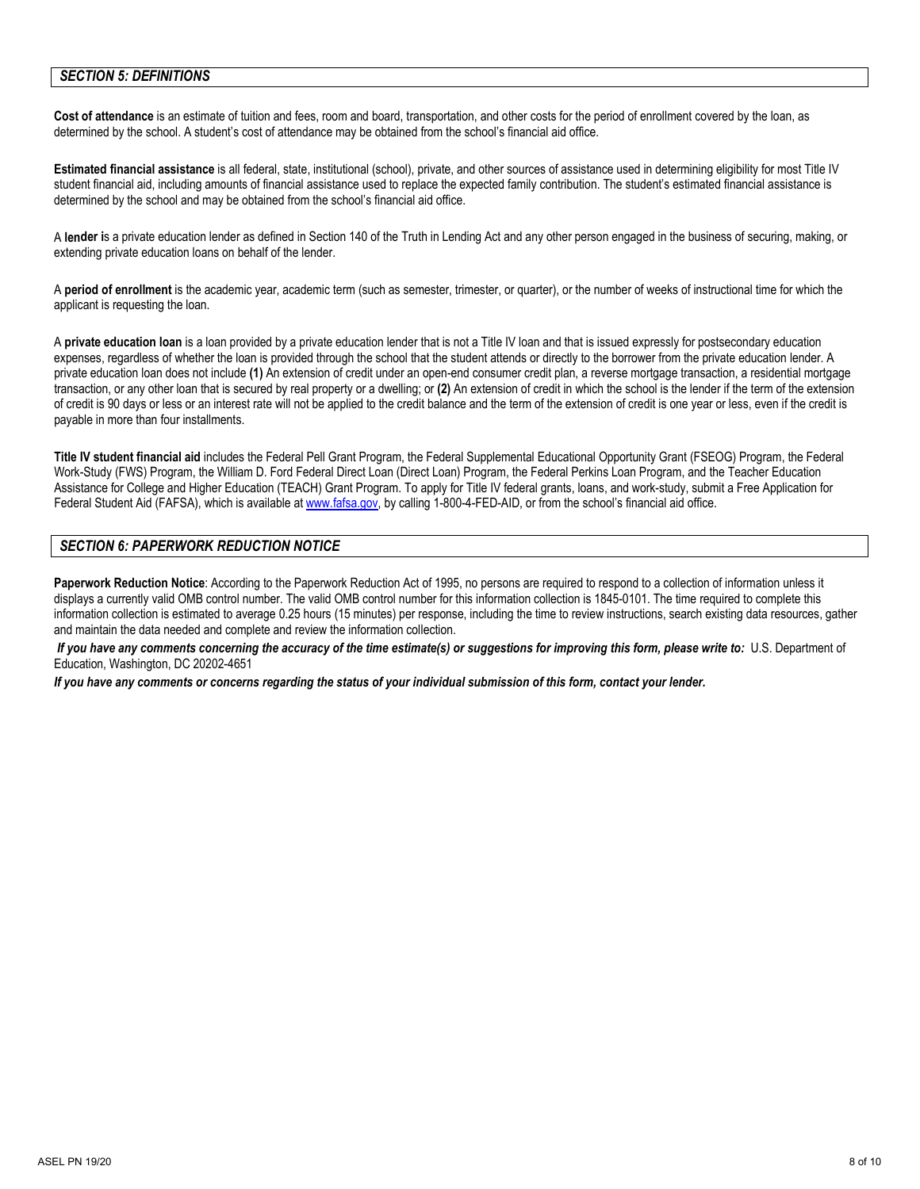## *SECTION 5: DEFINITIONS*

**Cost of attendance** is an estimate of tuition and fees, room and board, transportation, and other costs for the period of enrollment covered by the loan, as determined by the school. A student's cost of attendance may be obtained from the school's financial aid office.

**Estimated financial assistance** is all federal, state, institutional (school), private, and other sources of assistance used in determining eligibility for most Title IV student financial aid, including amounts of financial assistance used to replace the expected family contribution. The student's estimated financial assistance is determined by the school and may be obtained from the school's financial aid office.

A **lender i**s a private education lender as defined in Section 140 of the Truth in Lending Act and any other person engaged in the business of securing, making, or extending private education loans on behalf of the lender.

A **period of enrollment** is the academic year, academic term (such as semester, trimester, or quarter), or the number of weeks of instructional time for which the applicant is requesting the loan.

A **private education loan** is a loan provided by a private education lender that is not a Title IV loan and that is issued expressly for postsecondary education expenses, regardless of whether the loan is provided through the school that the student attends or directly to the borrower from the private education lender. A private education loan does not include **(1)** An extension of credit under an open-end consumer credit plan, a reverse mortgage transaction, a residential mortgage transaction, or any other loan that is secured by real property or a dwelling; or **(2)** An extension of credit in which the school is the lender if the term of the extension of credit is 90 days or less or an interest rate will not be applied to the credit balance and the term of the extension of credit is one year or less, even if the credit is payable in more than four installments.

**Title IV student financial aid** includes the Federal Pell Grant Program, the Federal Supplemental Educational Opportunity Grant (FSEOG) Program, the Federal Work-Study (FWS) Program, the William D. Ford Federal Direct Loan (Direct Loan) Program, the Federal Perkins Loan Program, and the Teacher Education Assistance for College and Higher Education (TEACH) Grant Program. To apply for Title IV federal grants, loans, and work-study, submit a Free Application for Federal Student Aid (FAFSA), which is available at www.fafsa.gov, by calling 1-800-4-FED-AID, or from the school's financial aid office.

## *SECTION 6: PAPERWORK REDUCTION NOTICE*

**Paperwork Reduction Notice**: According to the Paperwork Reduction Act of 1995, no persons are required to respond to a collection of information unless it displays a currently valid OMB control number. The valid OMB control number for this information collection is 1845-0101. The time required to complete this information collection is estimated to average 0.25 hours (15 minutes) per response, including the time to review instructions, search existing data resources, gather and maintain the data needed and complete and review the information collection.

***If you have any comments concerning the accuracy of the time estimate(s) or suggestions for improving this form, please write to:*** U.S. Department of Education, Washington, DC 20202-4651

***If you have any comments or concerns regarding the status of your individual submission of this form, contact your lender.***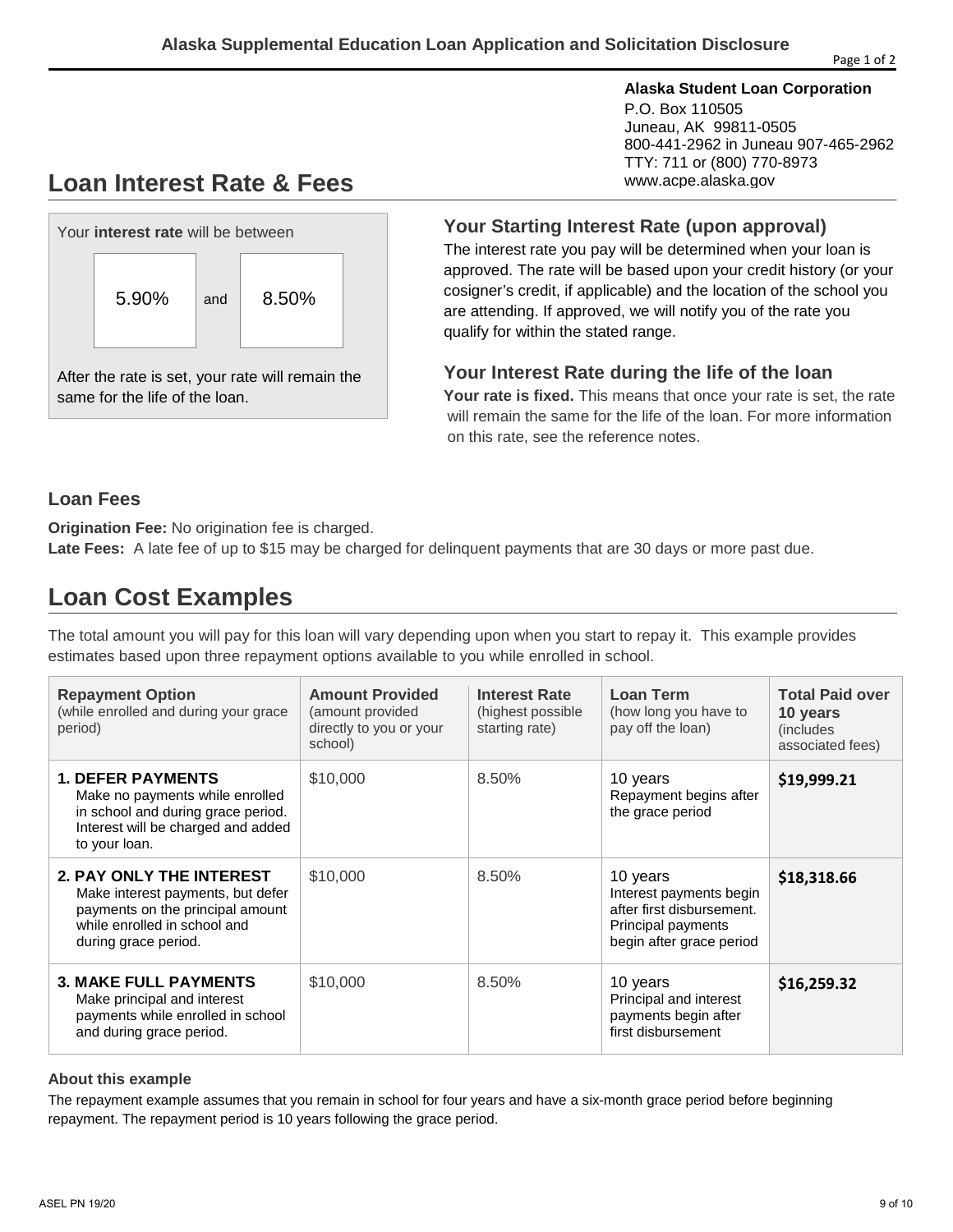# Alaska Supplemental Education Loan Application and Solicitation Disclosure

**Alaska Student Loan Corporation**
P.O. Box 110505
Juneau, AK 99811-0505
800-441-2962 in Juneau 907-465-2962
TTY: 711 or (800) 770-8973
www.acpe.alaska.gov

## Loan Interest Rate & Fees

Your **interest rate** will be between

| 5.90% | and | 8.50% |
|---|---|---|

After the rate is set, your rate will remain the same for the life of the loan.

### Your Starting Interest Rate (upon approval)

The interest rate you pay will be determined when your loan is approved. The rate will be based upon your credit history (or your cosigner's credit, if applicable) and the location of the school you are attending. If approved, we will notify you of the rate you qualify for within the stated range.

### Your Interest Rate during the life of the loan

**Your rate is fixed.** This means that once your rate is set, the rate will remain the same for the life of the loan. For more information on this rate, see the reference notes.

### Loan Fees

**Origination Fee:** No origination fee is charged.
**Late Fees:** A late fee of up to $15 may be charged for delinquent payments that are 30 days or more past due.

## Loan Cost Examples

The total amount you will pay for this loan will vary depending upon when you start to repay it. This example provides estimates based upon three repayment options available to you while enrolled in school.

| **Repayment Option** (while enrolled and during your grace period) | **Amount Provided** (amount provided directly to you or your school) | **Interest Rate** (highest possible starting rate) | **Loan Term** (how long you have to pay off the loan) | **Total Paid over 10 years** (includes associated fees) |
|---|---|---|---|---|
| **1. DEFER PAYMENTS** Make no payments while enrolled in school and during grace period. Interest will be charged and added to your loan. | $10,000 | 8.50% | 10 years Repayment begins after the grace period | **$19,999.21** |
| **2. PAY ONLY THE INTEREST** Make interest payments, but defer payments on the principal amount while enrolled in school and during grace period. | $10,000 | 8.50% | 10 years Interest payments begin after first disbursement. Principal payments begin after grace period | **$18,318.66** |
| **3. MAKE FULL PAYMENTS** Make principal and interest payments while enrolled in school and during grace period. | $10,000 | 8.50% | 10 years Principal and interest payments begin after first disbursement | **$16,259.32** |

#### About this example

The repayment example assumes that you remain in school for four years and have a six-month grace period before beginning repayment. The repayment period is 10 years following the grace period.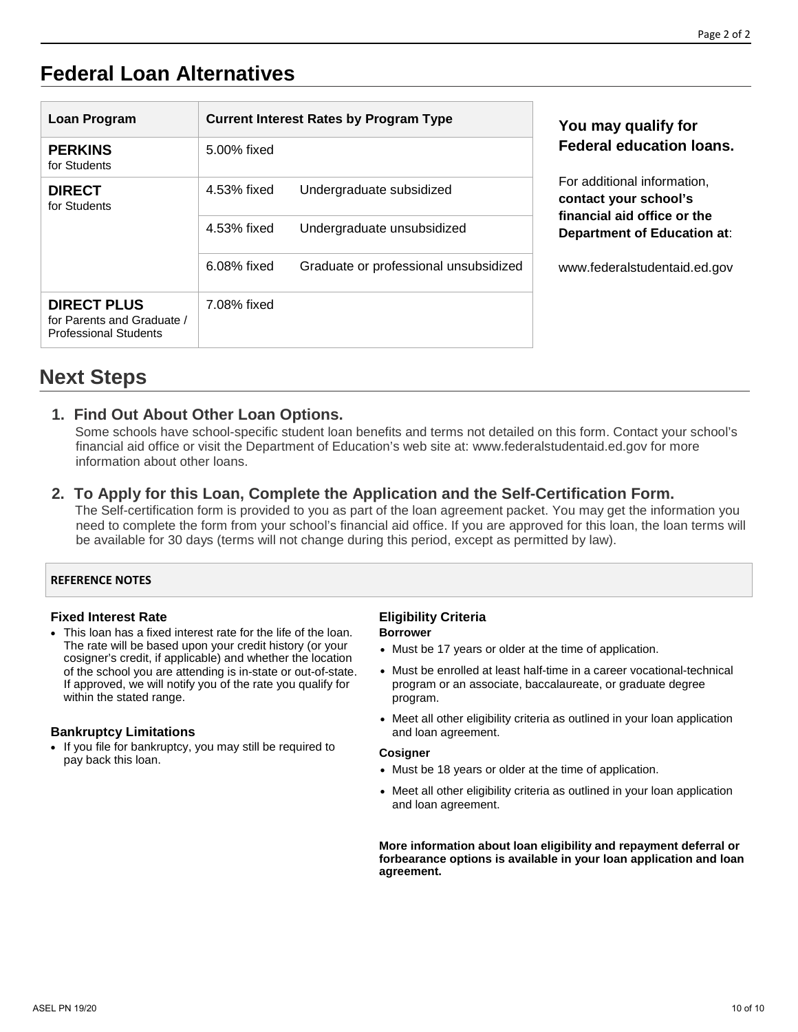## Federal Loan Alternatives

| Loan Program | Current Interest Rates by Program Type | |
|---|---|---|
| **PERKINS** for Students | 5.00% fixed | |
| **DIRECT** for Students | 4.53% fixed | Undergraduate subsidized |
| | 4.53% fixed | Undergraduate unsubsidized |
| | 6.08% fixed | Graduate or professional unsubsidized |
| **DIRECT PLUS** for Parents and Graduate / Professional Students | 7.08% fixed | |

### You may qualify for Federal education loans.

For additional information, **contact your school's financial aid office or the Department of Education at**:

www.federalstudentaid.ed.gov

## Next Steps

1. **Find Out About Other Loan Options.**
   Some schools have school-specific student loan benefits and terms not detailed on this form. Contact your school's financial aid office or visit the Department of Education's web site at: www.federalstudentaid.ed.gov for more information about other loans.

2. **To Apply for this Loan, Complete the Application and the Self-Certification Form.**
   The Self-certification form is provided to you as part of the loan agreement packet. You may get the information you need to complete the form from your school's financial aid office. If you are approved for this loan, the loan terms will be available for 30 days (terms will not change during this period, except as permitted by law).

**REFERENCE NOTES**

### Fixed Interest Rate

- This loan has a fixed interest rate for the life of the loan. The rate will be based upon your credit history (or your cosigner's credit, if applicable) and whether the location of the school you are attending is in-state or out-of-state. If approved, we will notify you of the rate you qualify for within the stated range.

### Bankruptcy Limitations

- If you file for bankruptcy, you may still be required to pay back this loan.

### Eligibility Criteria

**Borrower**

- Must be 17 years or older at the time of application.
- Must be enrolled at least half-time in a career vocational-technical program or an associate, baccalaureate, or graduate degree program.
- Meet all other eligibility criteria as outlined in your loan application and loan agreement.

**Cosigner**

- Must be 18 years or older at the time of application.
- Meet all other eligibility criteria as outlined in your loan application and loan agreement.

**More information about loan eligibility and repayment deferral or forbearance options is available in your loan application and loan agreement.**

ASEL PN 19/20